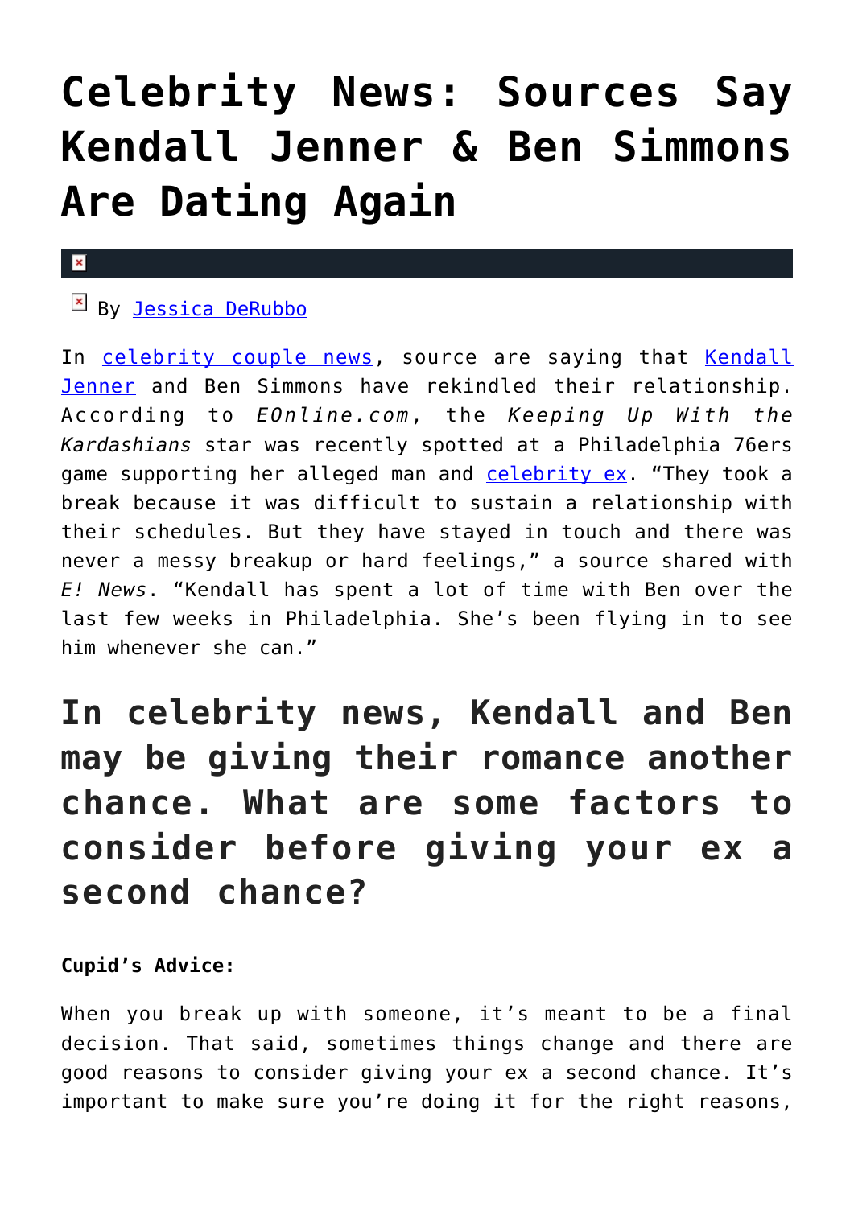# Celebrity News: Sources Say Kendall Jenner & Ben Simmons Are Dating Again

By Jessica DeRubbo

In celebrity couple news, source are saying that Kendall Jenner and Ben Simmons have rekindled their relationship. According to *EOnline.com*, the *Keeping Up With the Kardashians* star was recently spotted at a Philadelphia 76ers game supporting her alleged man and celebrity ex. "They took a break because it was difficult to sustain a relationship with their schedules. But they have stayed in touch and there was never a messy breakup or hard feelings," a source shared with *E! News*. "Kendall has spent a lot of time with Ben over the last few weeks in Philadelphia. She's been flying in to see him whenever she can."

## In celebrity news, Kendall and Ben may be giving their romance another chance. What are some factors to consider before giving your ex a second chance?

**Cupid's Advice:**

When you break up with someone, it's meant to be a final decision. That said, sometimes things change and there are good reasons to consider giving your ex a second chance. It's important to make sure you're doing it for the right reasons,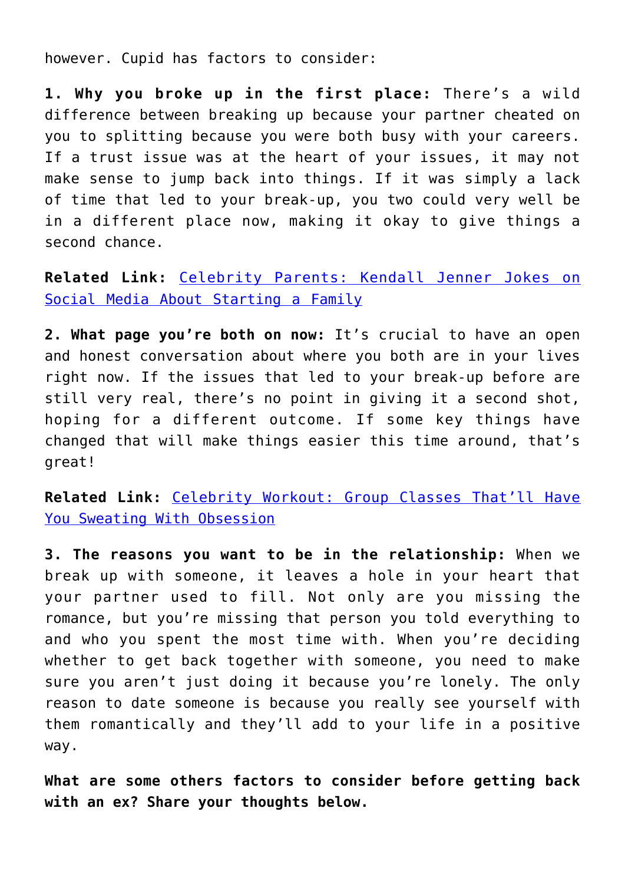however. Cupid has factors to consider:

**1. Why you broke up in the first place:** There's a wild difference between breaking up because your partner cheated on you to splitting because you were both busy with your careers. If a trust issue was at the heart of your issues, it may not make sense to jump back into things. If it was simply a lack of time that led to your break-up, you two could very well be in a different place now, making it okay to give things a second chance.

**Related Link:** Celebrity Parents: Kendall Jenner Jokes on Social Media About Starting a Family

**2. What page you're both on now:** It's crucial to have an open and honest conversation about where you both are in your lives right now. If the issues that led to your break-up before are still very real, there's no point in giving it a second shot, hoping for a different outcome. If some key things have changed that will make things easier this time around, that's great!

**Related Link:** Celebrity Workout: Group Classes That'll Have You Sweating With Obsession

**3. The reasons you want to be in the relationship:** When we break up with someone, it leaves a hole in your heart that your partner used to fill. Not only are you missing the romance, but you're missing that person you told everything to and who you spent the most time with. When you're deciding whether to get back together with someone, you need to make sure you aren't just doing it because you're lonely. The only reason to date someone is because you really see yourself with them romantically and they'll add to your life in a positive way.

**What are some others factors to consider before getting back with an ex? Share your thoughts below.**